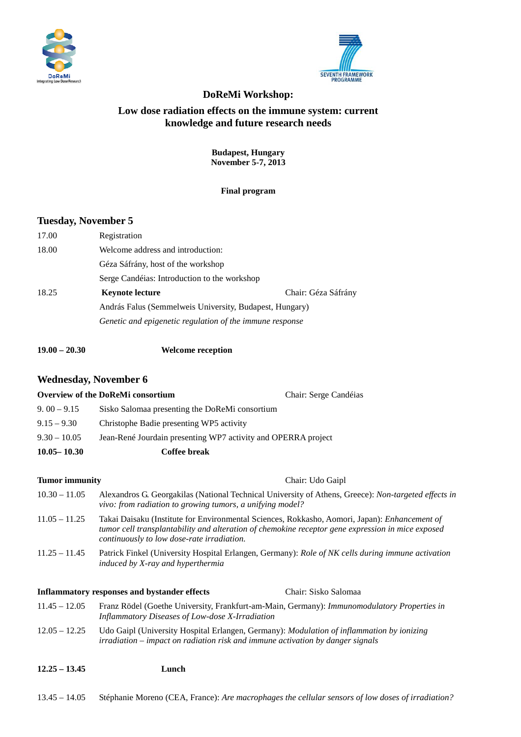# DoReMi Workshop:

## Low dose radiation effects on the immune system: current knowledge and future research needs

**Budapest, Hungary**
**November 5-7, 2013**

**Final program**

## Tuesday, November 5

17.00 Registration

18.00 Welcome address and introduction:

Géza Sáfrány, host of the workshop

Serge Candéias: Introduction to the workshop

18.25 **Keynote lecture** Chair: Géza Sáfrány

András Falus (Semmelweis University, Budapest, Hungary)

*Genetic and epigenetic regulation of the immune response*

**19.00 – 20.30 Welcome reception**

## Wednesday, November 6

**Overview of the DoReMi consortium** Chair: Serge Candéias

9. 00 – 9.15 Sisko Salomaa presenting the DoReMi consortium

9.15 – 9.30 Christophe Badie presenting WP5 activity

9.30 – 10.05 Jean-René Jourdain presenting WP7 activity and OPERRA project

**10.05– 10.30 Coffee break**

**Tumor immunity** Chair: Udo Gaipl

10.30 – 11.05 Alexandros G. Georgakilas (National Technical University of Athens, Greece): *Non-targeted effects in vivo: from radiation to growing tumors, a unifying model?*

11.05 – 11.25 Takai Daisaku (Institute for Environmental Sciences, Rokkasho, Aomori, Japan): *Enhancement of tumor cell transplantability and alteration of chemokine receptor gene expression in mice exposed continuously to low dose-rate irradiation.*

11.25 – 11.45 Patrick Finkel (University Hospital Erlangen, Germany): *Role of NK cells during immune activation induced by X-ray and hyperthermia*

**Inflammatory responses and bystander effects** Chair: Sisko Salomaa

11.45 – 12.05 Franz Rödel (Goethe University, Frankfurt-am-Main, Germany): *Immunomodulatory Properties in Inflammatory Diseases of Low-dose X-Irradiation*

12.05 – 12.25 Udo Gaipl (University Hospital Erlangen, Germany): *Modulation of inflammation by ionizing irradiation – impact on radiation risk and immune activation by danger signals*

**12.25 – 13.45 Lunch**

13.45 – 14.05 Stéphanie Moreno (CEA, France): *Are macrophages the cellular sensors of low doses of irradiation?*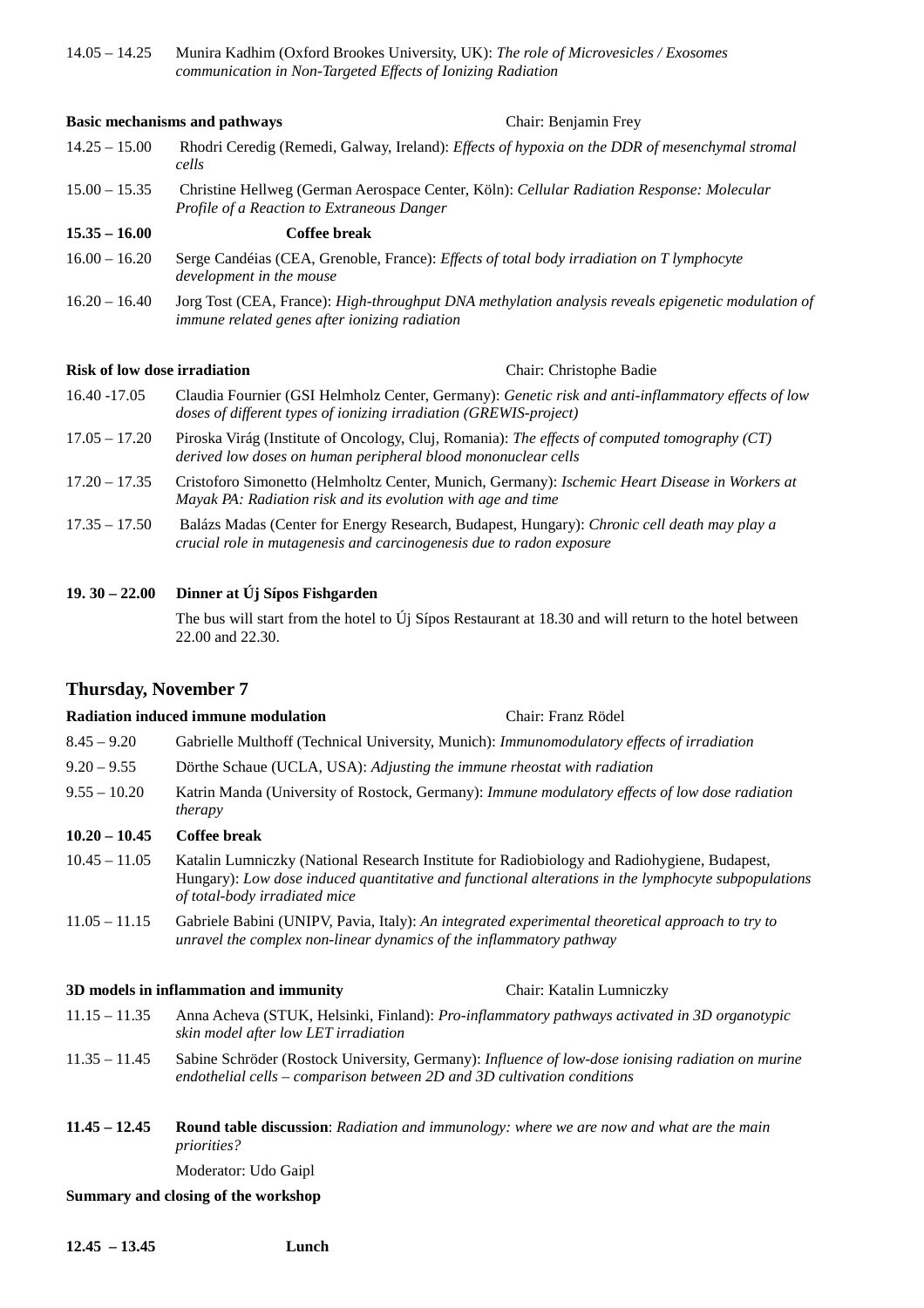14.05 – 14.25 Munira Kadhim (Oxford Brookes University, UK): *The role of Microvesicles / Exosomes communication in Non-Targeted Effects of Ionizing Radiation*

**Basic mechanisms and pathways** Chair: Benjamin Frey

14.25 – 15.00 Rhodri Ceredig (Remedi, Galway, Ireland): *Effects of hypoxia on the DDR of mesenchymal stromal cells*

15.00 – 15.35 Christine Hellweg (German Aerospace Center, Köln): *Cellular Radiation Response: Molecular Profile of a Reaction to Extraneous Danger*

**15.35 – 16.00 Coffee break**

16.00 – 16.20 Serge Candéias (CEA, Grenoble, France): *Effects of total body irradiation on T lymphocyte development in the mouse*

16.20 – 16.40 Jorg Tost (CEA, France): *High-throughput DNA methylation analysis reveals epigenetic modulation of immune related genes after ionizing radiation*

**Risk of low dose irradiation** Chair: Christophe Badie

16.40 -17.05 Claudia Fournier (GSI Helmholz Center, Germany): *Genetic risk and anti-inflammatory effects of low doses of different types of ionizing irradiation (GREWIS-project)*

17.05 – 17.20 Piroska Virág (Institute of Oncology, Cluj, Romania): *The effects of computed tomography (CT) derived low doses on human peripheral blood mononuclear cells*

17.20 – 17.35 Cristoforo Simonetto (Helmholtz Center, Munich, Germany): *Ischemic Heart Disease in Workers at Mayak PA: Radiation risk and its evolution with age and time*

17.35 – 17.50 Balázs Madas (Center for Energy Research, Budapest, Hungary): *Chronic cell death may play a crucial role in mutagenesis and carcinogenesis due to radon exposure*

**19. 30 – 22.00 Dinner at Új Sípos Fishgarden**

The bus will start from the hotel to Új Sípos Restaurant at 18.30 and will return to the hotel between 22.00 and 22.30.

## Thursday, November 7

**Radiation induced immune modulation** Chair: Franz Rödel

8.45 – 9.20 Gabrielle Multhoff (Technical University, Munich): *Immunomodulatory effects of irradiation*

9.20 – 9.55 Dörthe Schaue (UCLA, USA): *Adjusting the immune rheostat with radiation*

9.55 – 10.20 Katrin Manda (University of Rostock, Germany): *Immune modulatory effects of low dose radiation therapy*

**10.20 – 10.45 Coffee break**

10.45 – 11.05 Katalin Lumniczky (National Research Institute for Radiobiology and Radiohygiene, Budapest, Hungary): *Low dose induced quantitative and functional alterations in the lymphocyte subpopulations of total-body irradiated mice*

11.05 – 11.15 Gabriele Babini (UNIPV, Pavia, Italy): *An integrated experimental theoretical approach to try to unravel the complex non-linear dynamics of the inflammatory pathway*

**3D models in inflammation and immunity** Chair: Katalin Lumniczky

11.15 – 11.35 Anna Acheva (STUK, Helsinki, Finland): *Pro-inflammatory pathways activated in 3D organotypic skin model after low LET irradiation*

11.35 – 11.45 Sabine Schröder (Rostock University, Germany): *Influence of low-dose ionising radiation on murine endothelial cells – comparison between 2D and 3D cultivation conditions*

**11.45 – 12.45 Round table discussion**: *Radiation and immunology: where we are now and what are the main priorities?*

Moderator: Udo Gaipl

**Summary and closing of the workshop**

**12.45 – 13.45 Lunch**